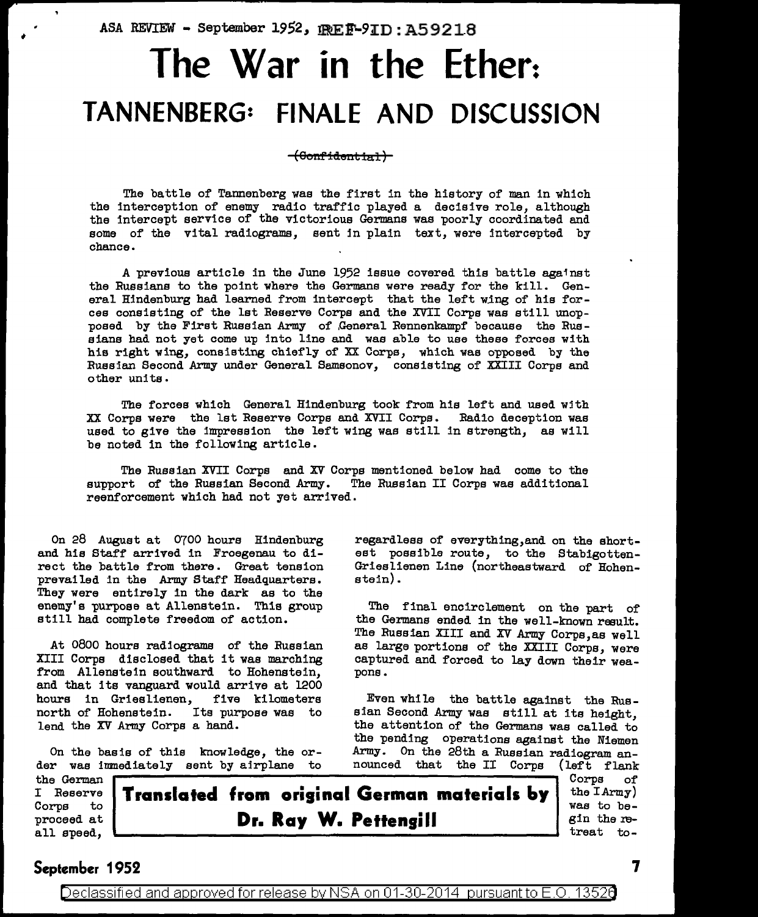ASA REVIEW - September 1952, REF-9ID:A59218

# The War in the Ether:

## TANNENBERG: FINALE AND DISCUSSION

~~(Confidential)~~

The battle of Tannenberg was the first in the history of man in which the interception of enemy radio traffic played a decisive role, although the intercept service of the victorious Germans was poorly coordinated and some of the vital radiograms, sent in plain text, were intercepted by chance.

A previous article in the June 1952 issue covered this battle against the Russians to the point where the Germans were ready for the kill. General Hindenburg had learned from intercept that the left wing of his forces consisting of the 1st Reserve Corps and the XVII Corps was still unopposed by the First Russian Army of General Rennenkampf because the Russians had not yet come up into line and was able to use these forces with his right wing, consisting chiefly of XX Corps, which was opposed by the Russian Second Army under General Samsonov, consisting of XXIII Corps and other units.

The forces which General Hindenburg took from his left and used with XX Corps were the 1st Reserve Corps and XVII Corps. Radio deception was used to give the impression the left wing was still in strength, as will be noted in the following article.

The Russian XVII Corps and XV Corps mentioned below had come to the support of the Russian Second Army. The Russian II Corps was additional reenforcement which had not yet arrived.

**Translated from original German materials by Dr. Ray W. Pettengill**

On 28 August at 0700 hours Hindenburg and his Staff arrived in Froegenau to direct the battle from there. Great tension prevailed in the Army Staff Headquarters. They were entirely in the dark as to the enemy's purpose at Allenstein. This group still had complete freedom of action.

At 0800 hours radiograms of the Russian XIII Corps disclosed that it was marching from Allenstein southward to Hohenstein, and that its vanguard would arrive at 1200 hours in Grieslienen, five kilometers north of Hohenstein. Its purpose was to lend the XV Army Corps a hand.

On the basis of this knowledge, the order was immediately sent by airplane to the German I Reserve Corps to proceed at all speed, regardless of everything, and on the shortest possible route, to the Stabigotten-Grieslienen Line (northeastward of Hohenstein).

The final encirclement on the part of the Germans ended in the well-known result. The Russian XIII and XV Army Corps, as well as large portions of the XXIII Corps, were captured and forced to lay down their weapons.

Even while the battle against the Russian Second Army was still at its height, the attention of the Germans was called to the pending operations against the Niemen Army. On the 28th a Russian radiogram announced that the II Corps (left flank Corps of the I Army) was to begin the retreat to-

Declassified and approved for release by NSA on 01-30-2014 pursuant to E.O. 13526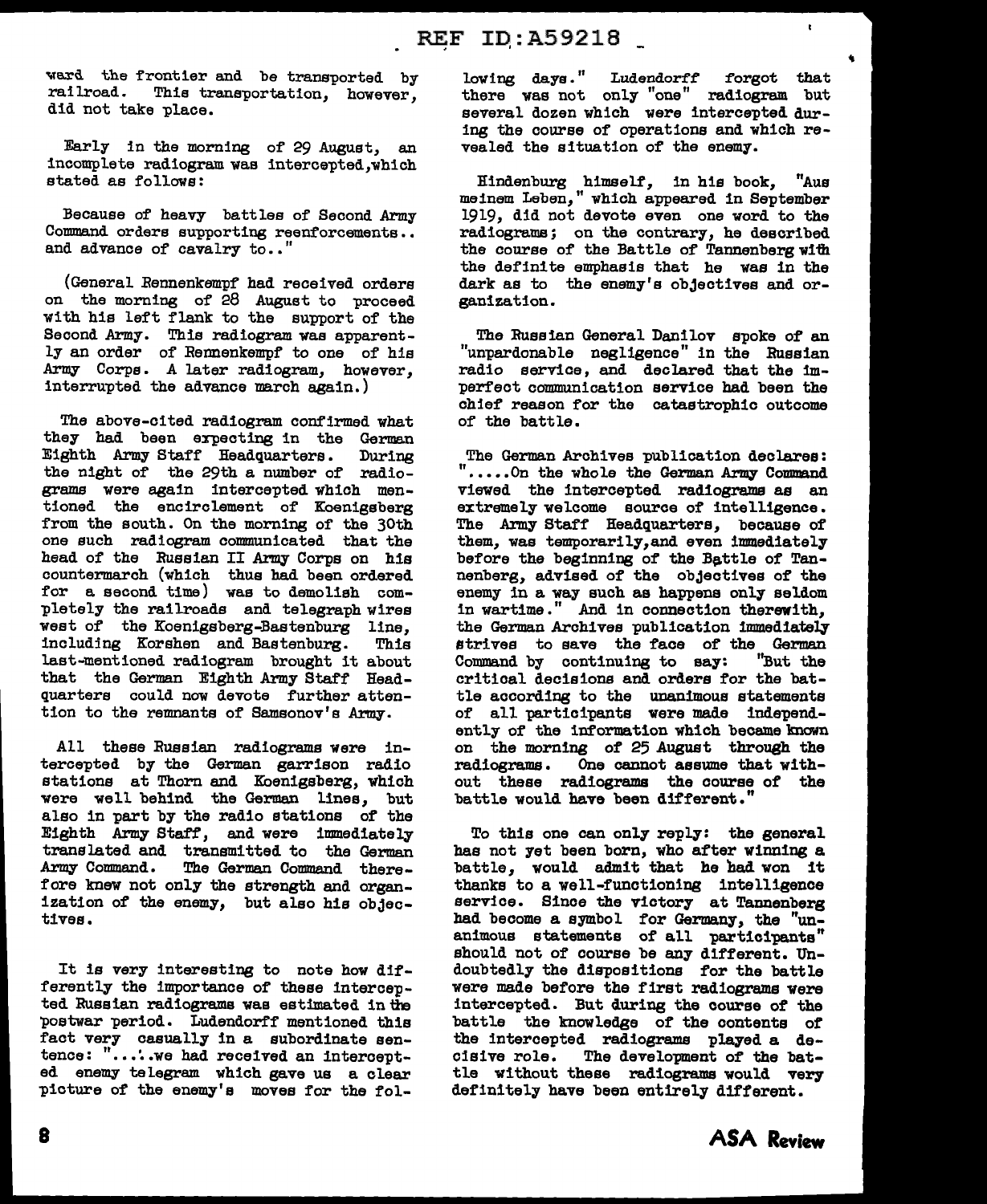ward the frontier and be transported by railroad. This transportation, however, did not take place.

Early in the morning of 29 August, an incomplete radiogram was intercepted, which stated as follows:

Because of heavy battles of Second Army Command orders supporting reenforcements.. and advance of cavalry to.."

(General Rennenkempf had received orders on the morning of 28 August to proceed with his left flank to the support of the Second Army. This radiogram was apparently an order of Rennenkempf to one of his Army Corps. A later radiogram, however, interrupted the advance march again.)

The above-cited radiogram confirmed what they had been expecting in the German Eighth Army Staff Headquarters. During the night of the 29th a number of radiograms were again intercepted which mentioned the encirclement of Koenigsberg from the south. On the morning of the 30th one such radiogram communicated that the head of the Russian II Army Corps on his countermarch (which thus had been ordered for a second time) was to demolish completely the railroads and telegraph wires west of the Koenigsberg-Bastenburg line, including Korshen and Bastenburg. This last-mentioned radiogram brought it about that the German Eighth Army Staff Headquarters could now devote further attention to the remnants of Samsonov's Army.

All these Russian radiograms were intercepted by the German garrison radio stations at Thorn and Koenigsberg, which were well behind the German lines, but also in part by the radio stations of the Eighth Army Staff, and were immediately translated and transmitted to the German Army Command. The German Command therefore knew not only the strength and organization of the enemy, but also his objectives.

It is very interesting to note how differently the importance of these intercepted Russian radiograms was estimated in the postwar period. Ludendorff mentioned this fact very casually in a subordinate sentence: "......we had received an intercepted enemy telegram which gave us a clear picture of the enemy's moves for the following days." Ludendorff forgot that there was not only "one" radiogram but several dozen which were intercepted during the course of operations and which revealed the situation of the enemy.

Hindenburg himself, in his book, "Aus meinem Leben," which appeared in September 1919, did not devote even one word to the radiograms; on the contrary, he described the course of the Battle of Tannenberg with the definite emphasis that he was in the dark as to the enemy's objectives and organization.

The Russian General Danilov spoke of an "unpardonable negligence" in the Russian radio service, and declared that the imperfect communication service had been the chief reason for the catastrophic outcome of the battle.

The German Archives publication declares: ".....On the whole the German Army Command viewed the intercepted radiograms as an extremely welcome source of intelligence. The Army Staff Headquarters, because of them, was temporarily, and even immediately before the beginning of the Battle of Tannenberg, advised of the objectives of the enemy in a way such as happens only seldom in wartime." And in connection therewith, the German Archives publication immediately strives to save the face of the German Command by continuing to say: "But the critical decisions and orders for the battle according to the unanimous statements of all participants were made independently of the information which became known on the morning of 25 August through the radiograms. One cannot assume that without these radiograms the course of the battle would have been different."

To this one can only reply: the general has not yet been born, who after winning a battle, would admit that he had won it thanks to a well-functioning intelligence service. Since the victory at Tannenberg had become a symbol for Germany, the "unanimous statements of all participants" should not of course be any different. Undoubtedly the dispositions for the battle were made before the first radiograms were intercepted. But during the course of the battle the knowledge of the contents of the intercepted radiograms played a decisive role. The development of the battle without these radiograms would very definitely have been entirely different.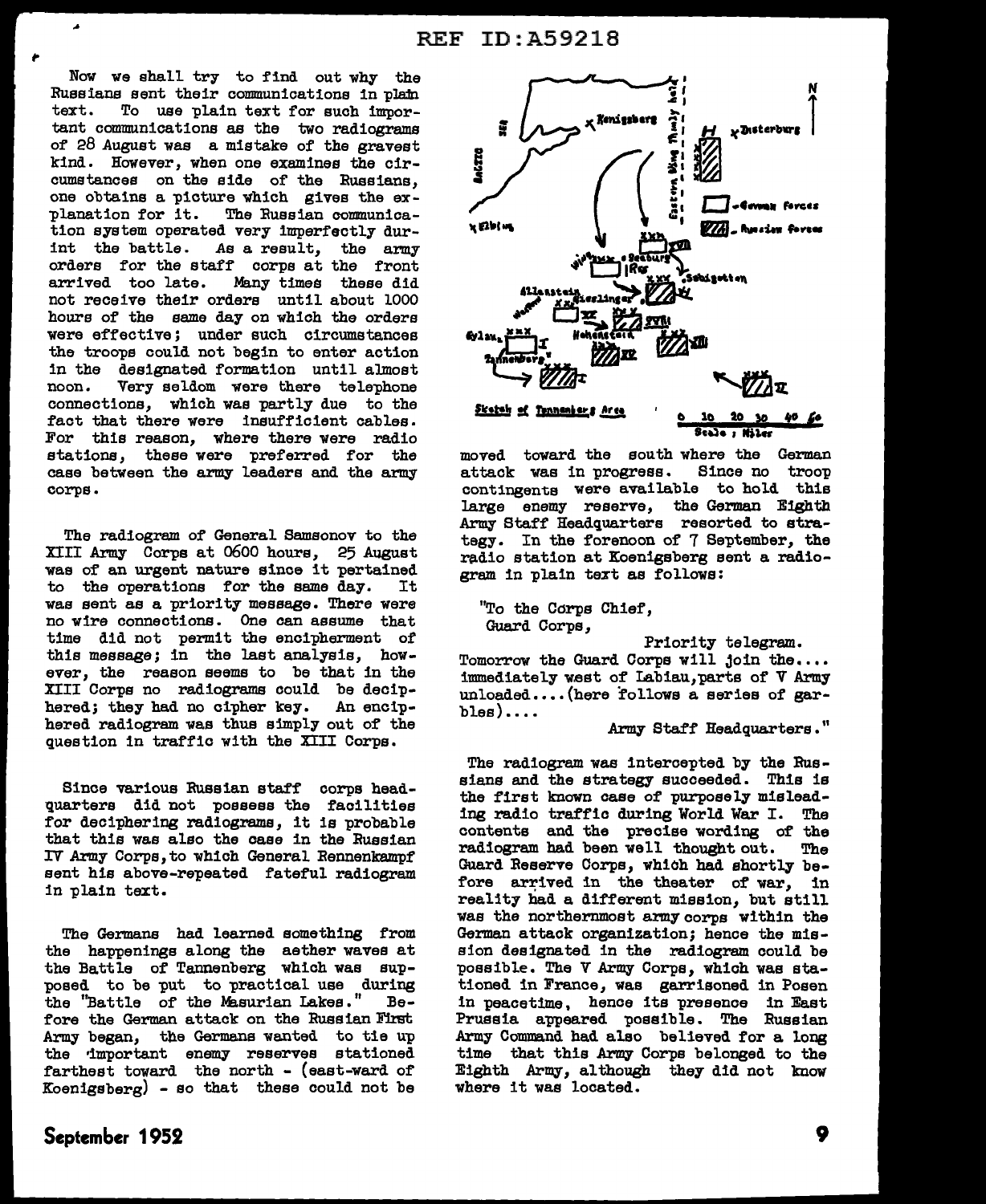Now we shall try to find out why the Russians sent their communications in plain text. To use plain text for such important communications as the two radiograms of 28 August was a mistake of the gravest kind. However, when one examines the circumstances on the side of the Russians, one obtains a picture which gives the explanation for it. The Russian communication system operated very imperfectly durint the battle. As a result, the army orders for the staff corps at the front arrived too late. Many times these did not receive their orders until about 1000 hours of the same day on which the orders were effective; under such circumstances the troops could not begin to enter action in the designated formation until almost noon. Very seldom were there telephone connections, which was partly due to the fact that there were insufficient cables. For this reason, where there were radio stations, these were preferred for the case between the army leaders and the army corps.

The radiogram of General Samsonov to the XIII Army Corps at 0600 hours, 25 August was of an urgent nature since it pertained to the operations for the same day. It was sent as a priority message. There were no wire connections. One can assume that time did not permit the encipherment of this message; in the last analysis, however, the reason seems to be that in the XIII Corps no radiograms could be deciphered; they had no cipher key. An enciphered radiogram was thus simply out of the question in traffic with the XIII Corps.

Since various Russian staff corps headquarters did not possess the facilities for deciphering radiograms, it is probable that this was also the case in the Russian IV Army Corps, to which General Rennenkampf sent his above-repeated fateful radiogram in plain text.

The Germans had learned something from the happenings along the aether waves at the Battle of Tannenberg which was supposed to be put to practical use during the "Battle of the Masurian Lakes." Before the German attack on the Russian First Army began, the Germans wanted to tie up the important enemy reserves stationed farthest toward the north - (east-ward of Koenigsberg) - so that these could not be moved toward the south where the German attack was in progress. Since no troop contingents were available to hold this large enemy reserve, the German Eighth Army Staff Headquarters resorted to strategy. In the forenoon of 7 September, the radio station at Koenigsberg sent a radiogram in plain text as follows:

"To the Corps Chief,
Guard Corps,

Priority telegram.

Tomorrow the Guard Corps will join the.... immediately west of Labiau, parts of V Army unloaded....(here follows a series of garbles)....

Army Staff Headquarters."

The radiogram was intercepted by the Russians and the strategy succeeded. This is the first known case of purposely misleading radio traffic during World War I. The contents and the precise wording of the radiogram had been well thought out. The Guard Reserve Corps, which had shortly before arrived in the theater of war, in reality had a different mission, but still was the northernmost army corps within the German attack organization; hence the mission designated in the radiogram could be possible. The V Army Corps, which was stationed in France, was garrisoned in Posen in peacetime, hence its presence in East Prussia appeared possible. The Russian Army Command had also believed for a long time that this Army Corps belonged to the Eighth Army, although they did not know where it was located.

Sketch of Tannenberg Area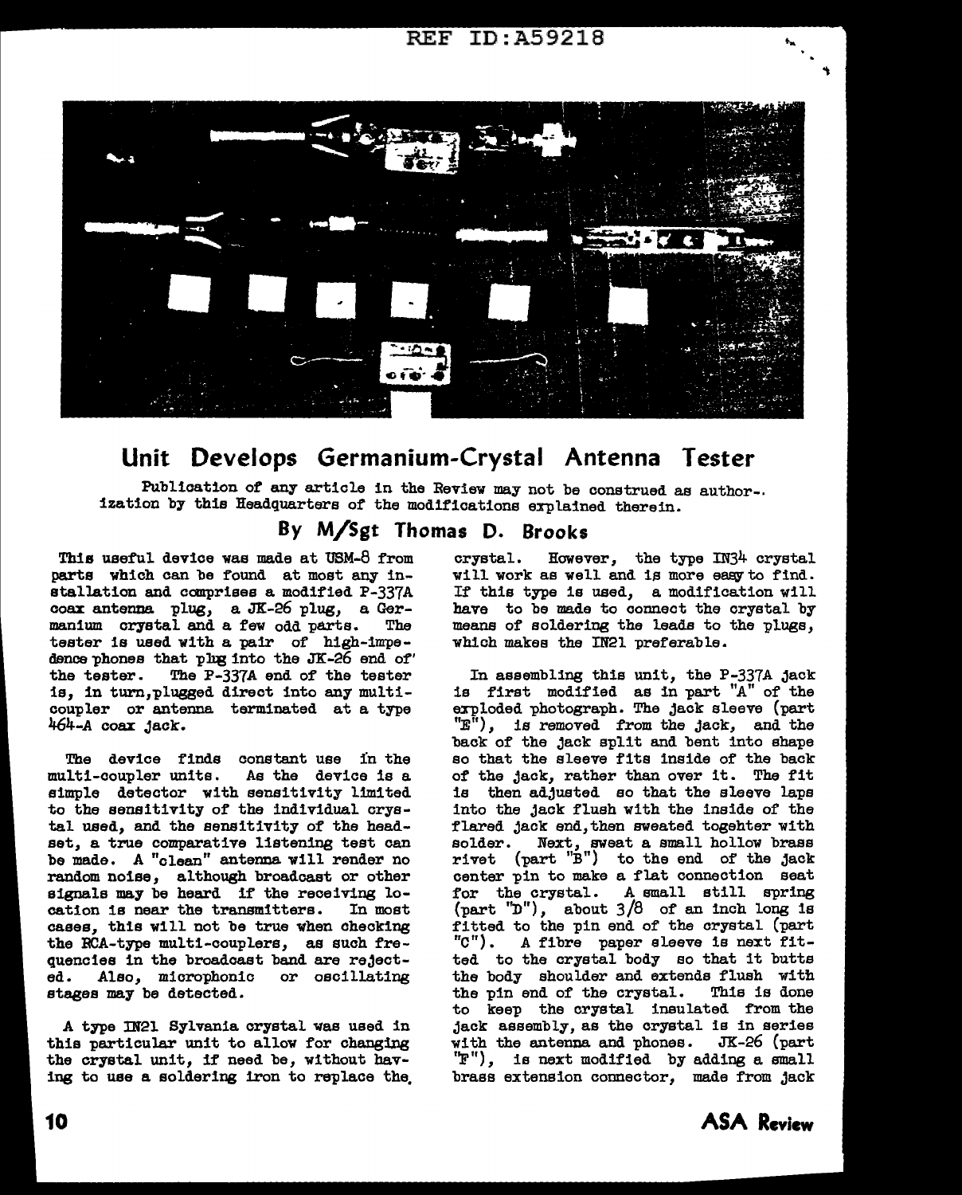# Unit Develops Germanium-Crystal Antenna Tester

Publication of any article in the Review may not be construed as authorization by this Headquarters of the modifications explained therein.

## By M/Sgt Thomas D. Brooks

This useful device was made at USM-8 from parts which can be found at most any installation and comprises a modified P-337A coax antenna plug, a JK-26 plug, a Germanium crystal and a few odd parts. The tester is used with a pair of high-impedence phones that plug into the JK-26 end of the tester. The P-337A end of the tester is, in turn, plugged direct into any multicoupler or antenna terminated at a type 464-A coax jack.

The device finds constant use in the multi-coupler units. As the device is a simple detector with sensitivity limited to the sensitivity of the individual crystal used, and the sensitivity of the headset, a true comparative listening test can be made. A "clean" antenna will render no random noise, although broadcast or other signals may be heard if the receiving location is near the transmitters. In most cases, this will not be true when checking the RCA-type multi-couplers, as such frequencies in the broadcast band are rejected. Also, microphonic or oscillating stages may be detected.

A type IN21 Sylvania crystal was used in this particular unit to allow for changing the crystal unit, if need be, without having to use a soldering iron to replace the crystal. However, the type IN34 crystal will work as well and is more easy to find. If this type is used, a modification will have to be made to connect the crystal by means of soldering the leads to the plugs, which makes the IN21 preferable.

In assembling this unit, the P-337A jack is first modified as in part "A" of the exploded photograph. The jack sleeve (part "E"), is removed from the jack, and the back of the jack split and bent into shape so that the sleeve fits inside of the back of the jack, rather than over it. The fit is then adjusted so that the sleeve laps into the jack flush with the inside of the flared jack end, then sweated togehter with solder. Next, sweat a small hollow brass rivet (part "B") to the end of the jack center pin to make a flat connection seat for the crystal. A small still spring (part "D"), about 3/8 of an inch long is fitted to the pin end of the crystal (part "C"). A fibre paper sleeve is next fitted to the crystal body so that it butts the body shoulder and extends flush with the pin end of the crystal. This is done to keep the crystal insulated from the jack assembly, as the crystal is in series with the antenna and phones. JK-26 (part "F"), is next modified by adding a small brass extension connector, made from jack